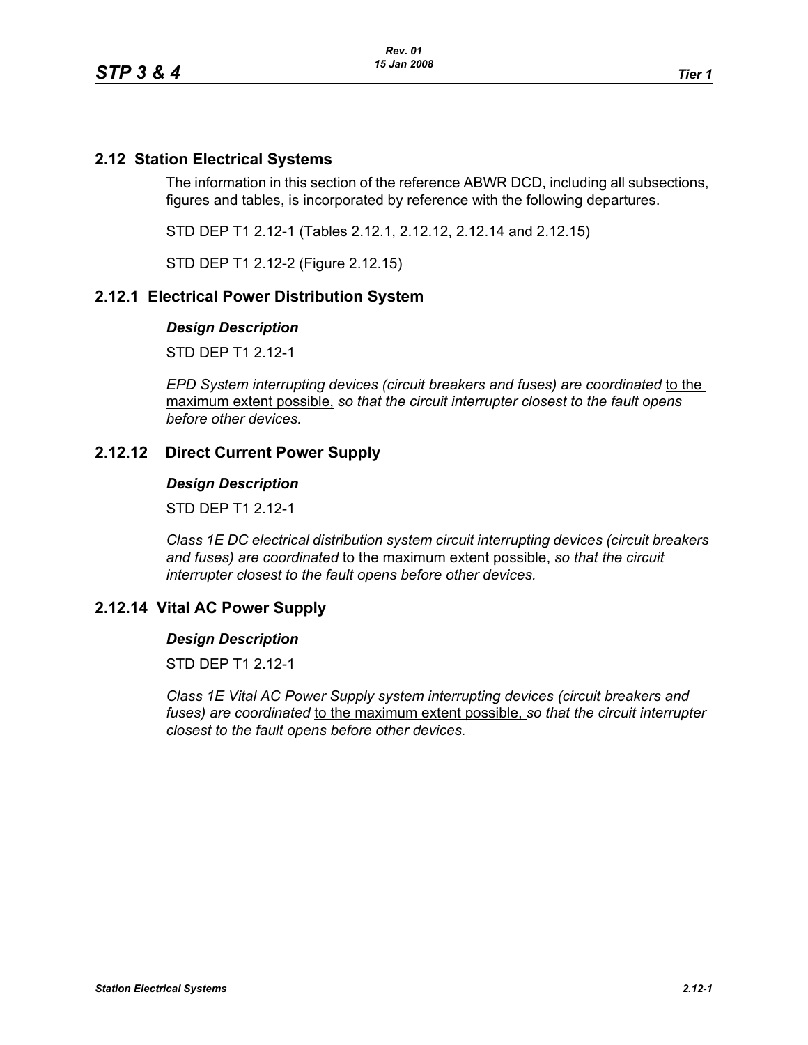## 2.12 Station Electrical Systems

The information in this section of the reference ABWR DCD, including all subsections, figures and tables, is incorporated by reference with the following departures.

STD DEP T1 2.12-1 (Tables 2.12.1, 2.12.12, 2.12.14 and 2.12.15)

STD DEP T1 2.12-2 (Figure 2.12.15)

### 2.12.1 Electrical Power Distribution System

#### *Design Description*

STD DEP T1 2.12-1

*EPD System interrupting devices (circuit breakers and fuses) are coordinated* to the maximum extent possible, *so that the circuit interrupter closest to the fault opens before other devices.*

### 2.12.12 Direct Current Power Supply

#### *Design Description*

STD DEP T1 2.12-1

*Class 1E DC electrical distribution system circuit interrupting devices (circuit breakers and fuses) are coordinated* to the maximum extent possible, *so that the circuit interrupter closest to the fault opens before other devices.*

### 2.12.14 Vital AC Power Supply

#### *Design Description*

STD DEP T1 2.12-1

*Class 1E Vital AC Power Supply system interrupting devices (circuit breakers and fuses) are coordinated* to the maximum extent possible, *so that the circuit interrupter closest to the fault opens before other devices.*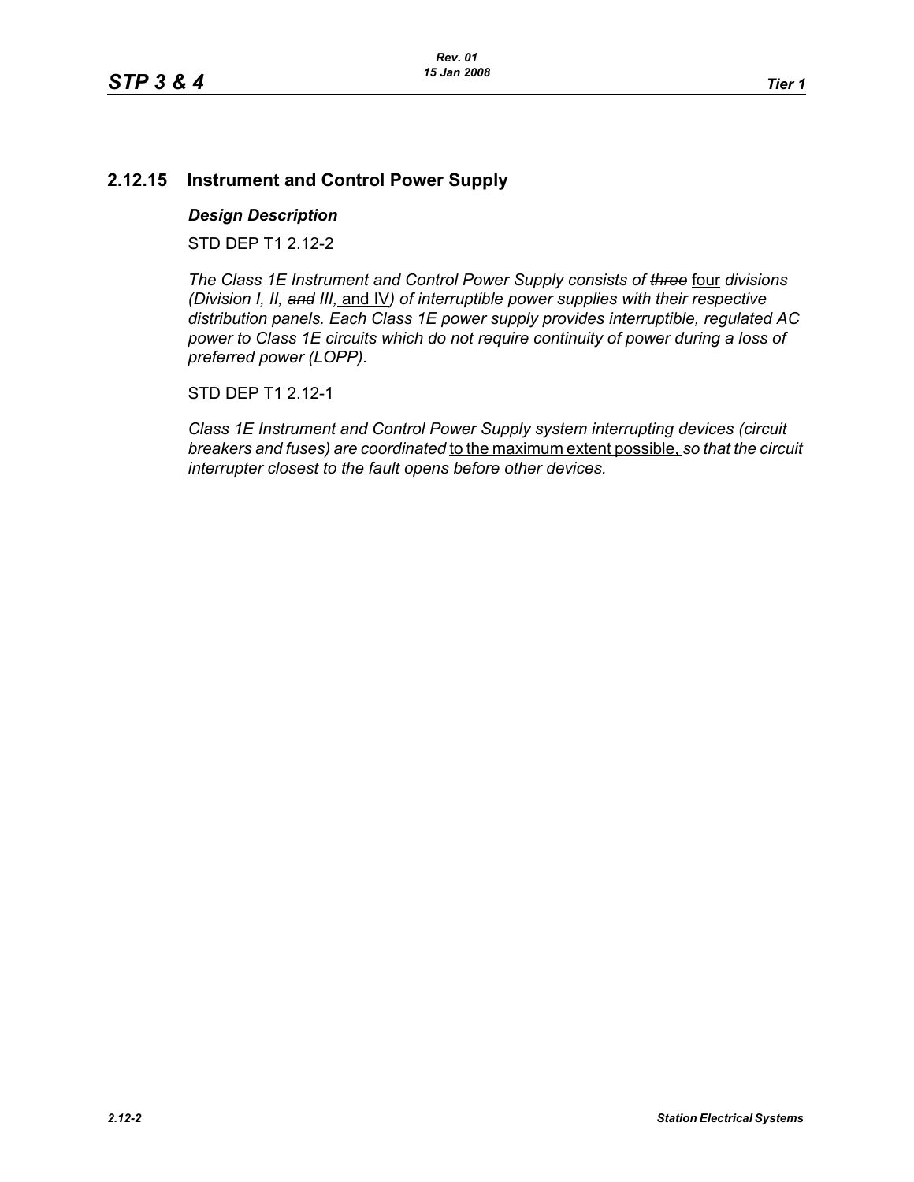## 2.12.15 Instrument and Control Power Supply

***Design Description***

STD DEP T1 2.12-2

*The Class 1E Instrument and Control Power Supply consists of ~~three~~* four *divisions (Division I, II, ~~and~~ III,* and IV*) of interruptible power supplies with their respective distribution panels. Each Class 1E power supply provides interruptible, regulated AC power to Class 1E circuits which do not require continuity of power during a loss of preferred power (LOPP).*

STD DEP T1 2.12-1

*Class 1E Instrument and Control Power Supply system interrupting devices (circuit breakers and fuses) are coordinated* to the maximum extent possible, *so that the circuit interrupter closest to the fault opens before other devices.*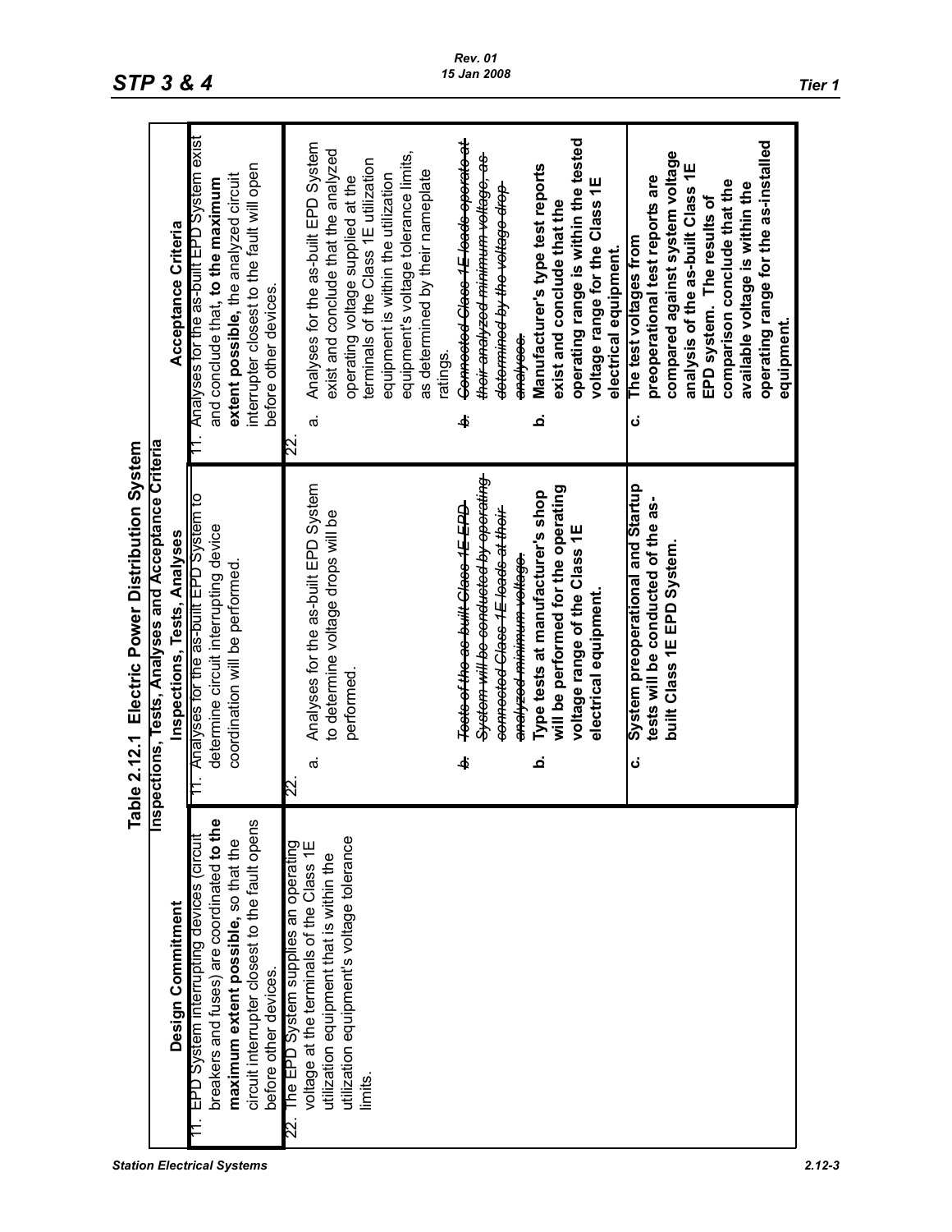**Table 2.12.1 Electric Power Distribution System Inspections, Tests, Analyses and Acceptance Criteria**

| Design Commitment | Inspections, Tests, Analyses | Acceptance Criteria |
|---|---|---|
| 11. EPD System interrupting devices (circuit breakers and fuses) are coordinated **to the maximum extent possible**, so that the circuit interrupter closest to the fault opens before other devices. | 11. Analyses for the as-built EPD System to determine circuit interrupting device coordination will be performed. | 11. Analyses for the as-built EPD System exist and conclude that, **to the maximum extent possible**, the analyzed circuit interrupter closest to the fault will open before other devices. |
| 22. The EPD System supplies an operating voltage at the terminals of the Class 1E utilization equipment that is within the utilization equipment's voltage tolerance limits. | 22.<br>a. Analyses for the as-built EPD System to determine voltage drops will be performed.<br>~~b. Tests of the as-built Class 1E EPD System will be conducted by operating connected Class 1E loads at their analyzed minimum voltage.~~<br>**b. Type tests at manufacturer's shop will be performed for the operating voltage range of the Class 1E electrical equipment.**<br>**c. System preoperational and Startup tests will be conducted of the as-built Class 1E EPD System.** | 22.<br>a. Analyses for the as-built EPD System exist and conclude that the analyzed operating voltage supplied at the terminals of the Class 1E utilization equipment is within the utilization equipment's voltage tolerance limits, as determined by their nameplate ratings.<br>~~b. Connected Class 1E loads operate at their analyzed minimum voltage, as determined by the voltage drop analyses.~~<br>**b. Manufacturer's type test reports exist and conclude that the operating range is within the tested voltage range for the Class 1E electrical equipment.**<br>**c. The test voltages from preoperational test reports are compared against system voltage analysis of the as-built Class 1E EPD system. The results of comparison conclude that the available voltage is within the operating range for the as-installed equipment.** |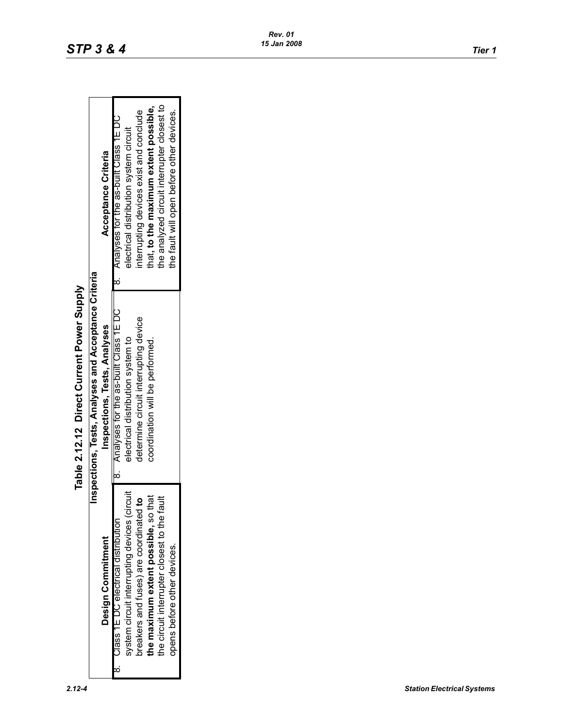**Table 2.12.12 Direct Current Power Supply**

| Design Commitment | Inspections, Tests, Analyses and Acceptance Criteria | |
|---|---|---|
| | **Inspections, Tests, Analyses** | **Acceptance Criteria** |
| 8. Class 1E DC electrical distribution system circuit interrupting devices (circuit breakers and fuses) are coordinated **to the maximum extent possible,** so that the circuit interrupter closest to the fault opens before other devices. | 8. Analyses for the as-built Class 1E DC electrical distribution system to determine circuit interrupting device coordination will be performed. | 8. Analyses for the as-built Class 1E DC electrical distribution system circuit interrupting devices exist and conclude that, **to the maximum extent possible,** the analyzed circuit interrupter closest to the fault will open before other devices. |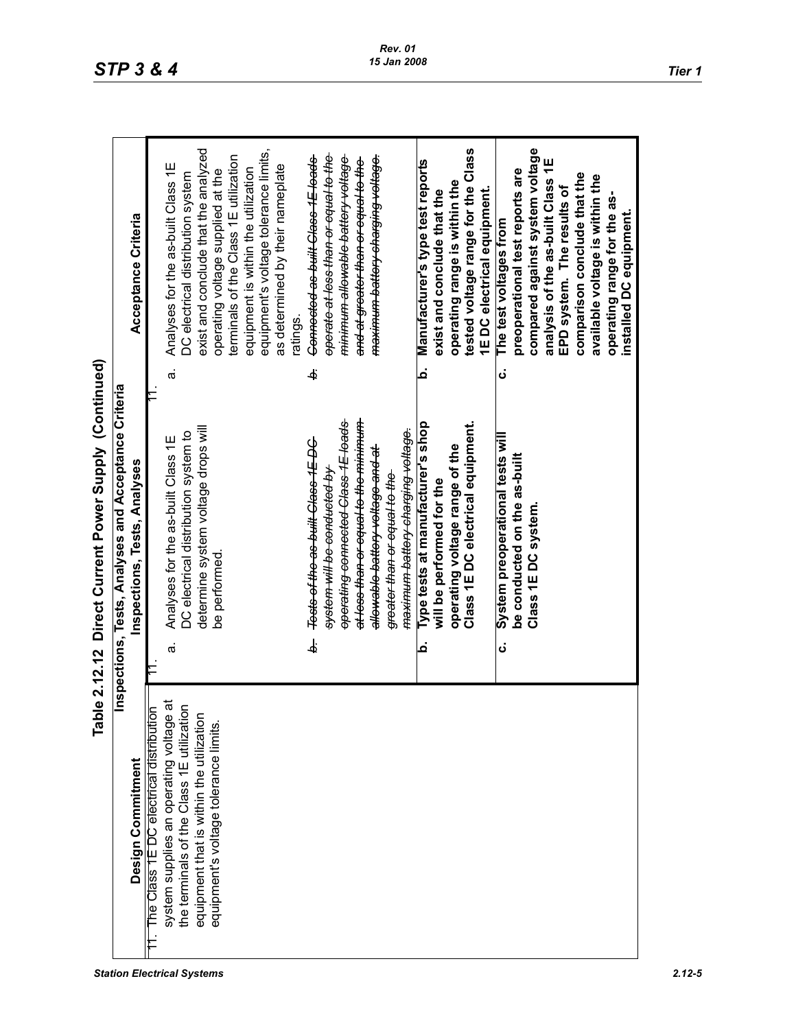# Table 2.12.12 Direct Current Power Supply (Continued)

| Design Commitment | Inspections, Tests, Analyses | Acceptance Criteria |
|---|---|---|
| 11. The Class 1E DC electrical distribution system supplies an operating voltage at the terminals of the Class 1E utilization equipment that is within the utilization equipment's voltage tolerance limits. | 11.<br>a. Analyses for the as-built Class 1E DC electrical distribution system to determine system voltage drops will be performed. | 11.<br>a. Analyses for the as-built Class 1E DC electrical distribution system exist and conclude that the analyzed operating voltage supplied at the terminals of the Class 1E utilization equipment is within the utilization equipment's voltage tolerance limits, as determined by their nameplate ratings. |
| | ~~b. Tests of the as-built Class 1E DC system will be conducted by operating connected Class 1E loads at less than or equal to the minimum allowable battery voltage and at greater than or equal to the maximum battery charging voltage.~~ | ~~b. Connected as-built Class 1E loads operate at less than or equal to the minimum allowable battery voltage and at greater than or equal to the maximum battery charging voltage.~~ |
| | **b. Type tests at manufacturer's shop will be performed for the operating voltage range of the Class 1E DC electrical equipment.** | **b. Manufacturer's type test reports exist and conclude that the operating range is within the tested voltage range for the Class 1E DC electrical equipment.** |
| | **c. System preoperational tests will be conducted on the as-built Class 1E DC system.** | **c. The test voltages from preoperational test reports are compared against system voltage analysis of the as-built Class 1E EPD system. The results of comparison conclude that the available voltage is within the operating range for the as-installed DC equipment.** |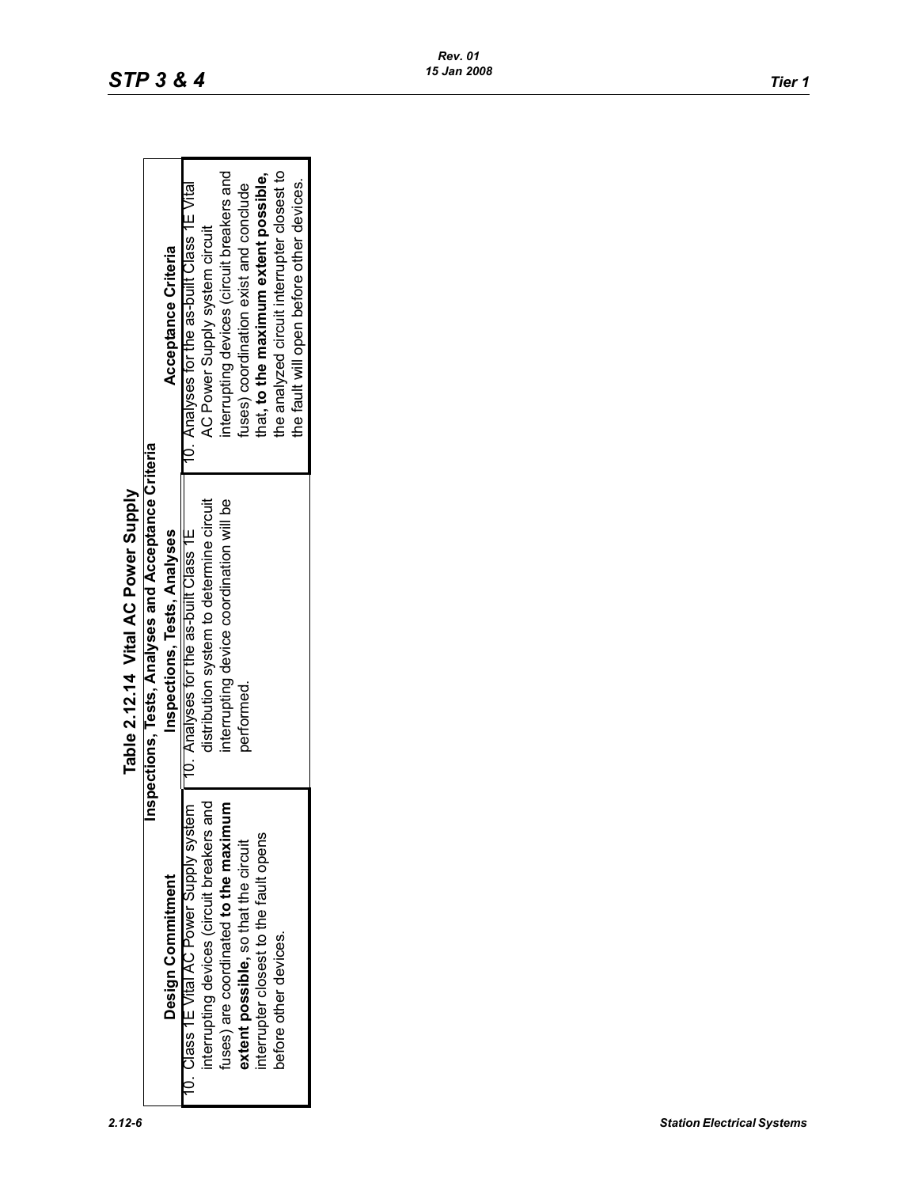# Table 2.12.14 Vital AC Power Supply

| Inspections, Tests, Analyses and Acceptance Criteria | | |
|---|---|---|
| **Design Commitment** | **Inspections, Tests, Analyses** | **Acceptance Criteria** |
| 10. Class 1E Vital AC Power Supply system interrupting devices (circuit breakers and fuses) are coordinated **to the maximum extent possible,** so that the circuit interrupter closest to the fault opens before other devices. | 10. Analyses for the as-built Class 1E distribution system to determine circuit interrupting device coordination will be performed. | 10. Analyses for the as-built Class 1E Vital AC Power Supply system circuit interrupting devices (circuit breakers and fuses) coordination exist and conclude that, **to the maximum extent possible,** the analyzed circuit interrupter closest to the fault will open before other devices. |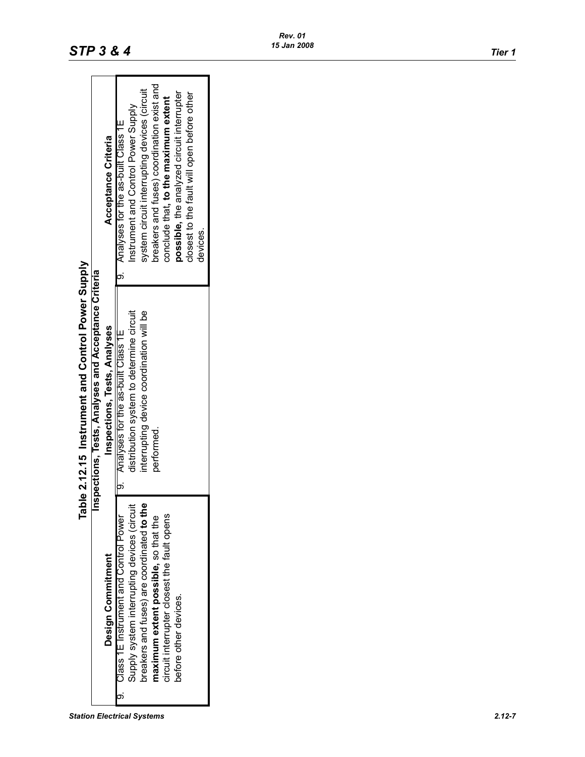**Table 2.12.15 Instrument and Control Power Supply**

**Inspections, Tests, Analyses and Acceptance Criteria**

| Design Commitment | Inspections, Tests, Analyses | Acceptance Criteria |
|---|---|---|
| 9. Class 1E Instrument and Control Power Supply system interrupting devices (circuit breakers and fuses) are coordinated **to the maximum extent possible**, so that the circuit interrupter closest the fault opens before other devices. | 9. Analyses for the as-built Class 1E distribution system to determine circuit interrupting device coordination will be performed. | 9. Analyses for the as-built Class 1E Instrument and Control Power Supply system circuit interrupting devices (circuit breakers and fuses) coordination exist and conclude that, **to the maximum extent possible**, the analyzed circuit interrupter closest to the fault will open before other devices. |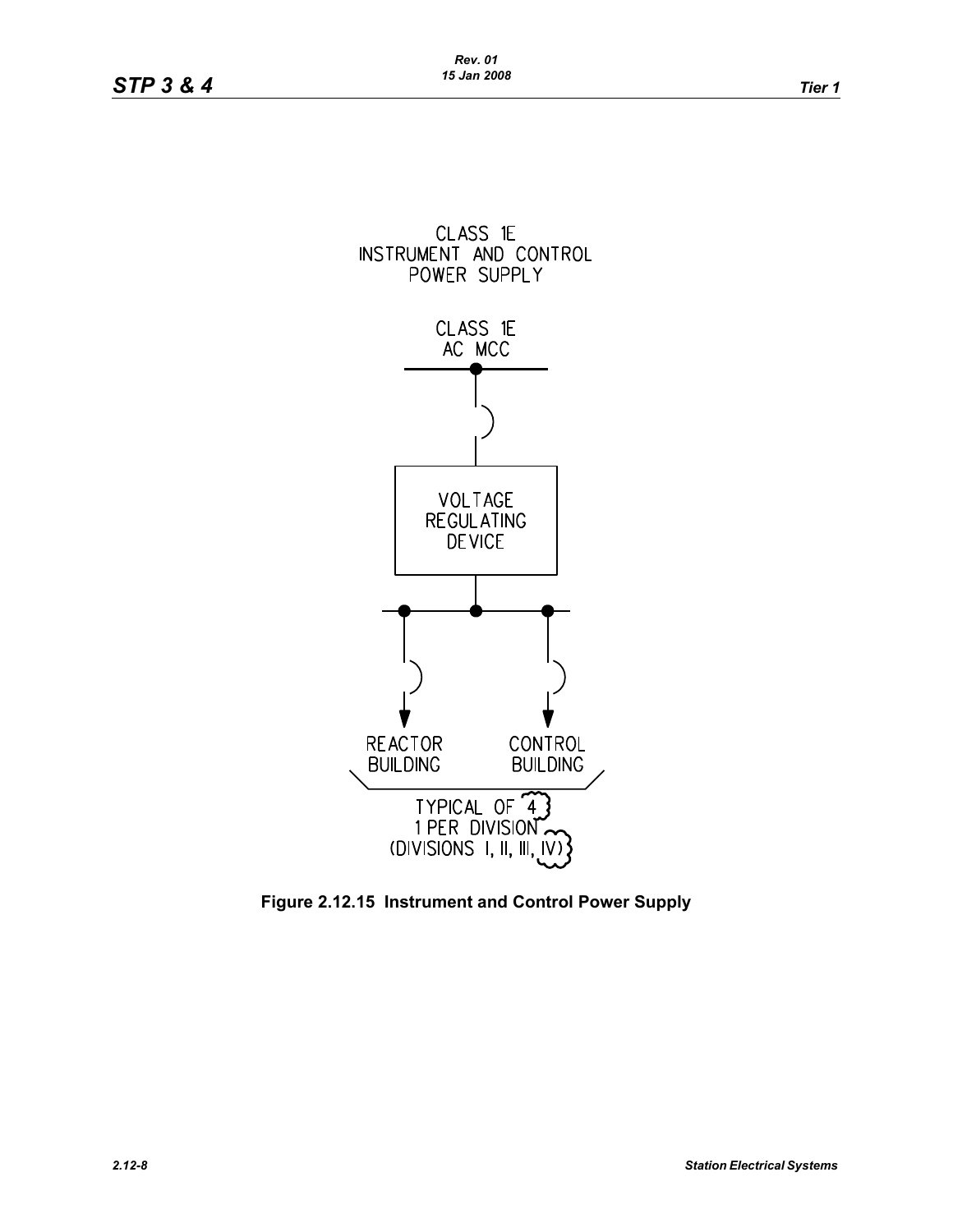CLASS 1E
INSTRUMENT AND CONTROL
POWER SUPPLY

CLASS 1E
AC MCC

VOLTAGE
REGULATING
DEVICE

REACTOR
BUILDING

CONTROL
BUILDING

TYPICAL OF 4
1 PER DIVISION
(DIVISIONS I, II, III, IV)

**Figure 2.12.15 Instrument and Control Power Supply**